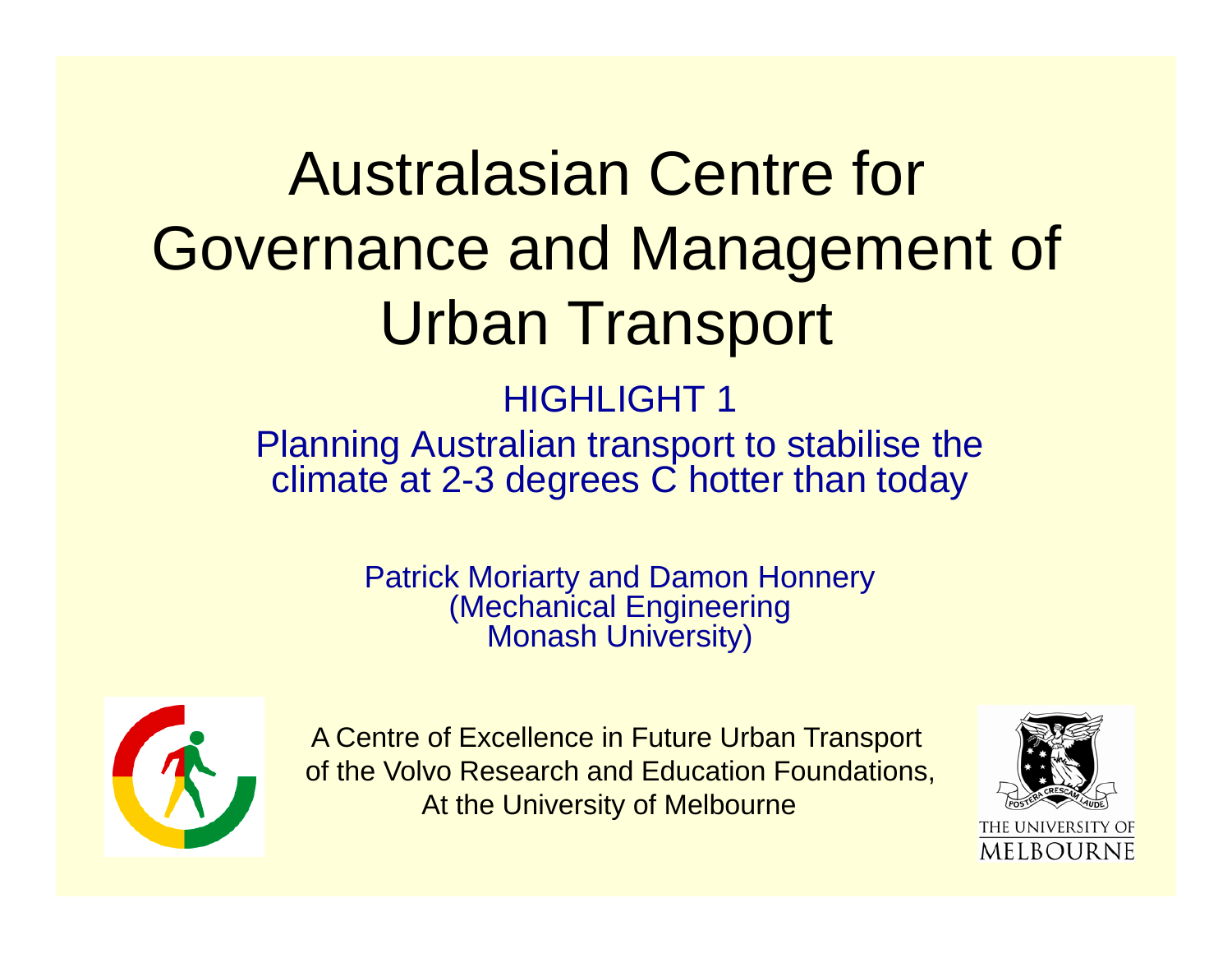# Australasian Centre for Governance and Management of Urban Transport

## HIGHLIGHT 1

Planning Australian transport to stabilise the climate at 2-3 degrees C hotter than today

Patrick Moriarty and Damon Honnery
(Mechanical Engineering
Monash University)

A Centre of Excellence in Future Urban Transport
of the Volvo Research and Education Foundations,
At the University of Melbourne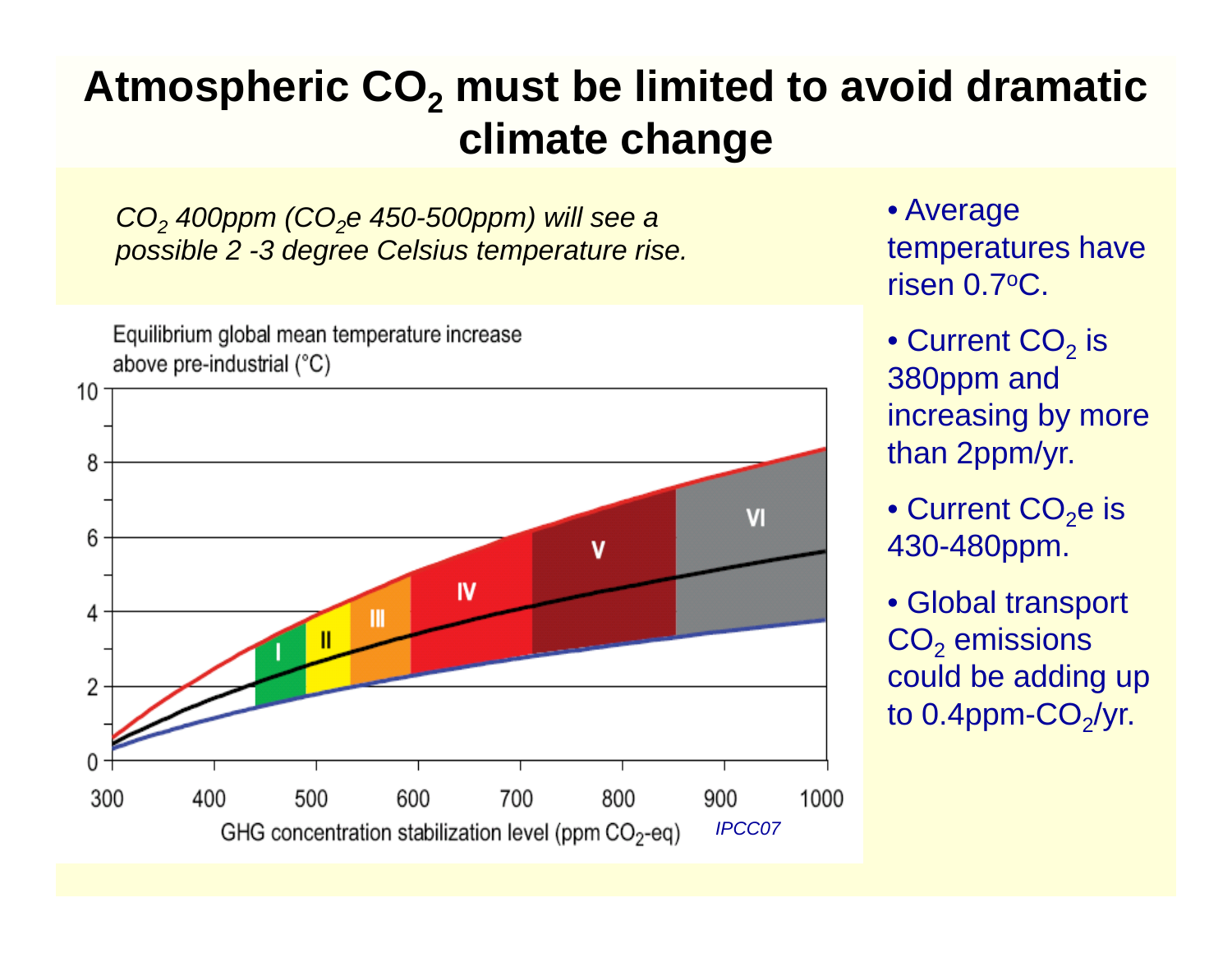# Atmospheric $CO_2$ must be limited to avoid dramatic climate change

*$CO_2$ 400ppm ($CO_2$e 450-500ppm) will see a possible 2 -3 degree Celsius temperature rise.*

Equilibrium global mean temperature increase above pre-industrial (°C)

GHG concentration stabilization level (ppm $CO_2$-eq)

*IPCC07*

- Average temperatures have risen 0.7°C.
- Current $CO_2$ is 380ppm and increasing by more than 2ppm/yr.
- Current $CO_2$e is 430-480ppm.
- Global transport $CO_2$ emissions could be adding up to 0.4ppm-$CO_2$/yr.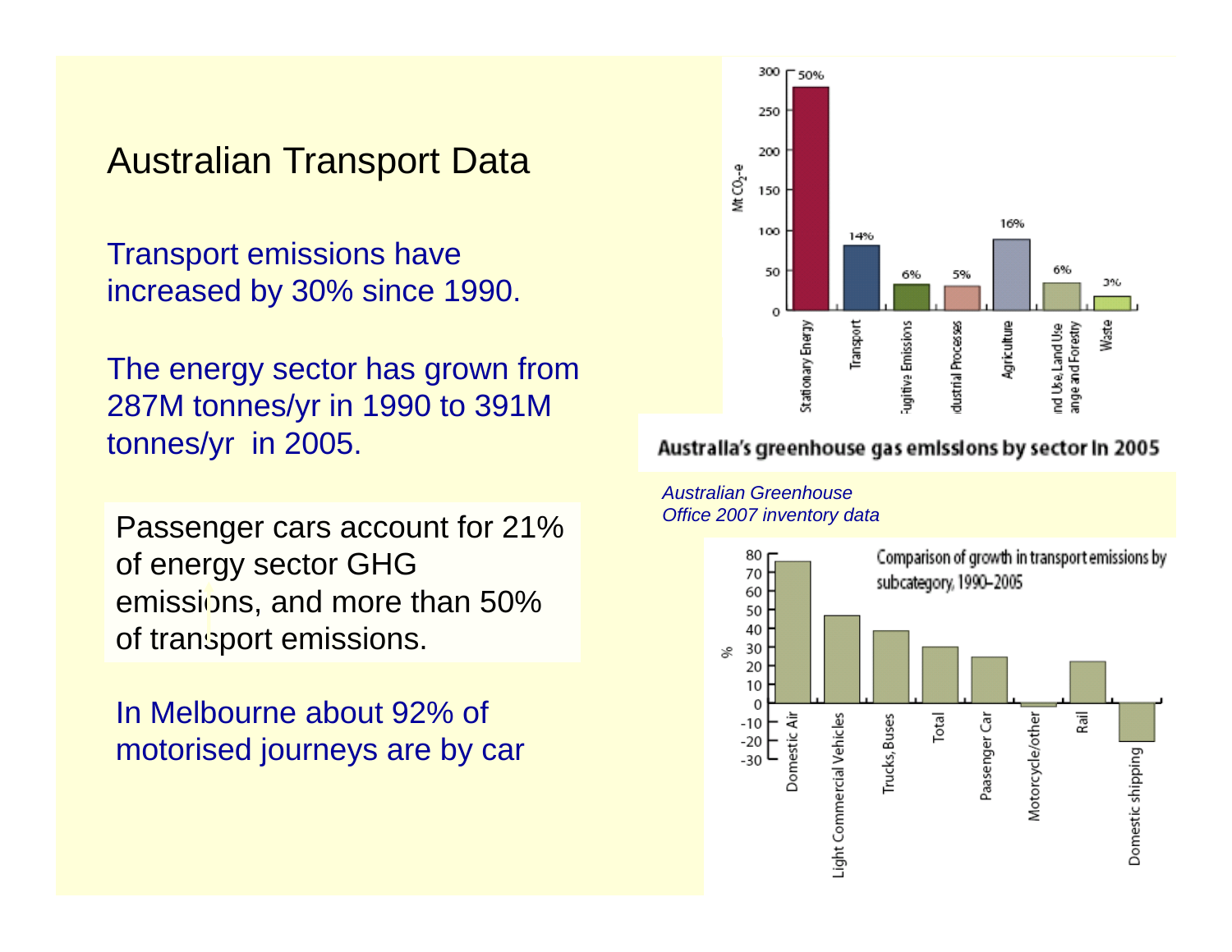# Australian Transport Data

Transport emissions have increased by 30% since 1990.

The energy sector has grown from 287M tonnes/yr in 1990 to 391M tonnes/yr in 2005.

Passenger cars account for 21% of energy sector GHG emissions, and more than 50% of transport emissions.

In Melbourne about 92% of motorised journeys are by car

**Australia's greenhouse gas emissions by sector in 2005**

*Australian Greenhouse Office 2007 inventory data*

Comparison of growth in transport emissions by subcategory, 1990–2005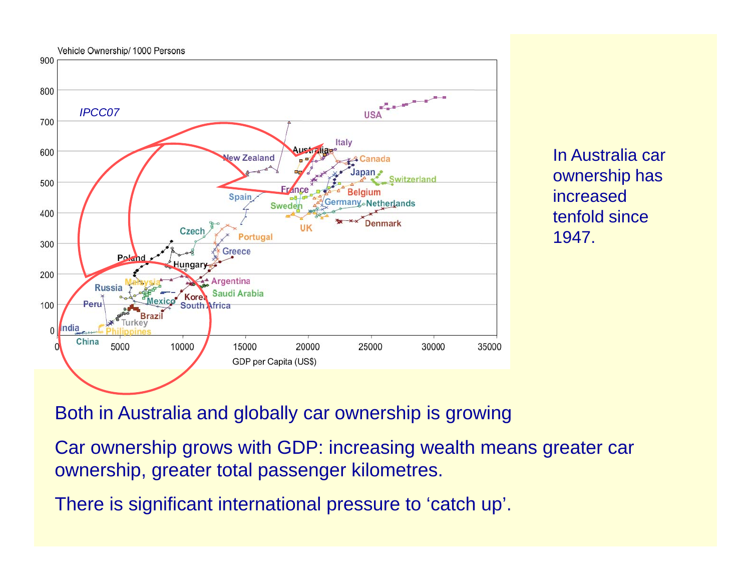In Australia car ownership has increased tenfold since 1947.

Both in Australia and globally car ownership is growing

Car ownership grows with GDP: increasing wealth means greater car ownership, greater total passenger kilometres.

There is significant international pressure to ‘catch up’.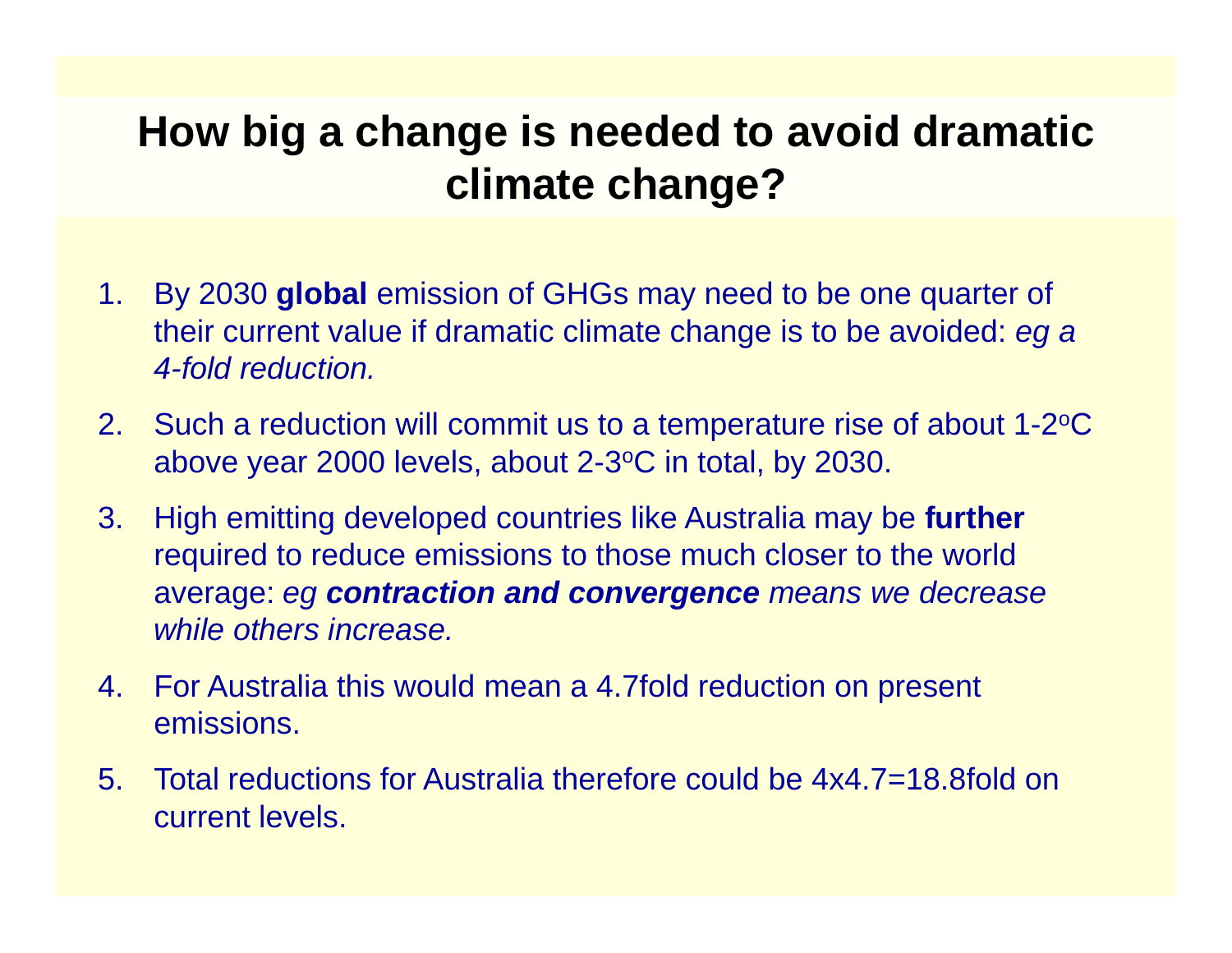# How big a change is needed to avoid dramatic climate change?

1. By 2030 **global** emission of GHGs may need to be one quarter of their current value if dramatic climate change is to be avoided: *eg a 4-fold reduction.*
2. Such a reduction will commit us to a temperature rise of about 1-2$^o$C above year 2000 levels, about 2-3$^o$C in total, by 2030.
3. High emitting developed countries like Australia may be **further** required to reduce emissions to those much closer to the world average: *eg **contraction and convergence** means we decrease while others increase.*
4. For Australia this would mean a 4.7fold reduction on present emissions.
5. Total reductions for Australia therefore could be 4x4.7=18.8fold on current levels.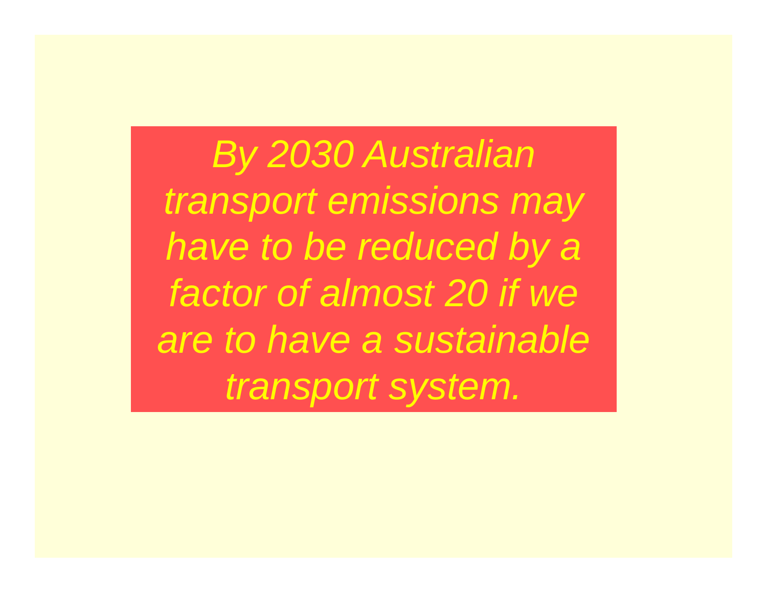*By 2030 Australian transport emissions may have to be reduced by a factor of almost 20 if we are to have a sustainable transport system.*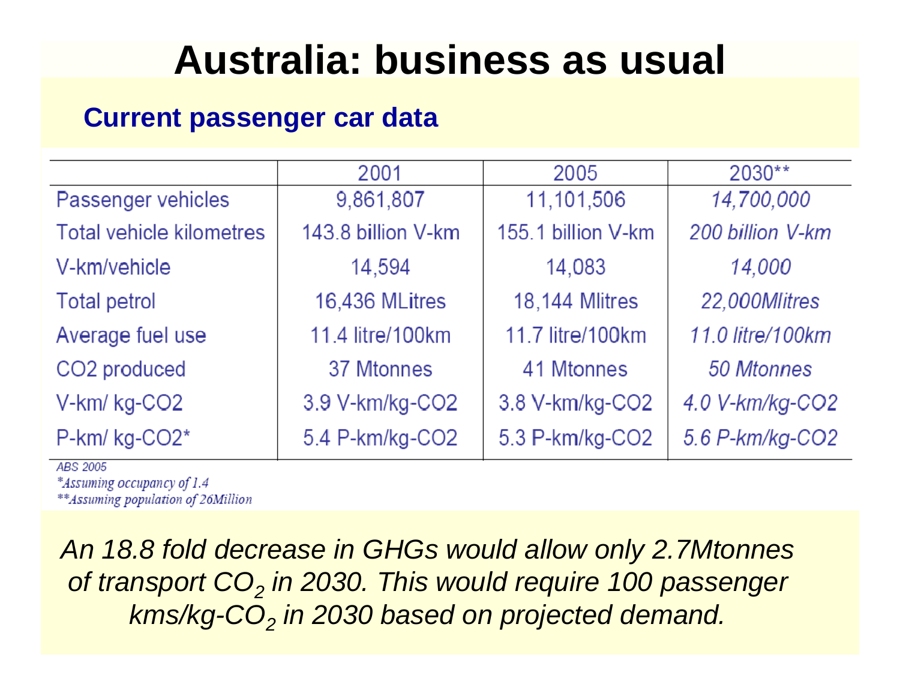# Australia: business as usual

## Current passenger car data

| | 2001 | 2005 | 2030** |
|---|---|---|---|
| Passenger vehicles | 9,861,807 | 11,101,506 | *14,700,000* |
| Total vehicle kilometres | 143.8 billion V-km | 155.1 billion V-km | *200 billion V-km* |
| V-km/vehicle | 14,594 | 14,083 | *14,000* |
| Total petrol | 16,436 MLitres | 18,144 Mlitres | *22,000Mlitres* |
| Average fuel use | 11.4 litre/100km | 11.7 litre/100km | *11.0 litre/100km* |
| CO2 produced | 37 Mtonnes | 41 Mtonnes | *50 Mtonnes* |
| V-km/ kg-CO2 | 3.9 V-km/kg-CO2 | 3.8 V-km/kg-CO2 | *4.0 V-km/kg-CO2* |
| P-km/ kg-CO2* | 5.4 P-km/kg-CO2 | 5.3 P-km/kg-CO2 | *5.6 P-km/kg-CO2* |

ABS 2005

*Assuming occupancy of 1.4

**Assuming population of 26Million

*An 18.8 fold decrease in GHGs would allow only 2.7Mtonnes of transport $CO_2$ in 2030. This would require 100 passenger kms/kg-$CO_2$ in 2030 based on projected demand.*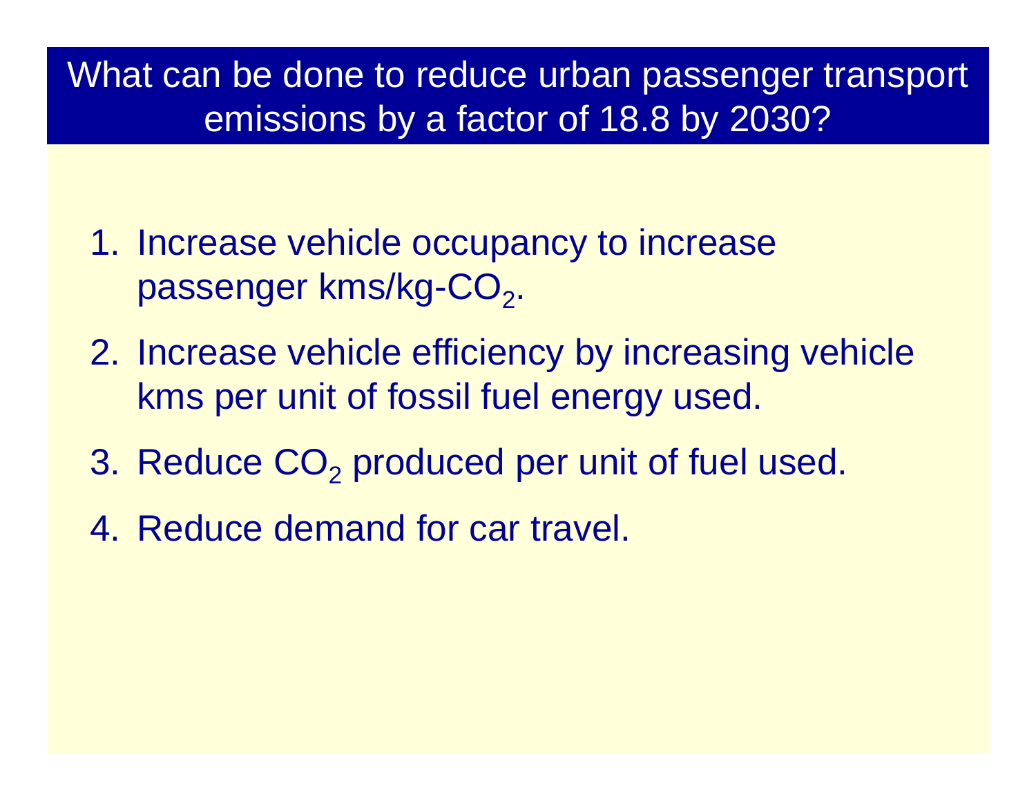## What can be done to reduce urban passenger transport emissions by a factor of 18.8 by 2030?

1. Increase vehicle occupancy to increase passenger kms/kg-$CO_2$.
2. Increase vehicle efficiency by increasing vehicle kms per unit of fossil fuel energy used.
3. Reduce $CO_2$ produced per unit of fuel used.
4. Reduce demand for car travel.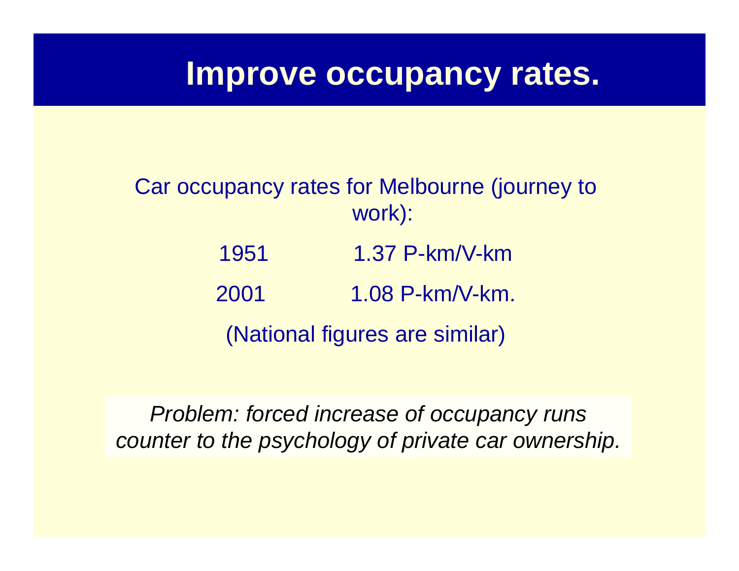# Improve occupancy rates.

Car occupancy rates for Melbourne (journey to work):

| | |
|---|---|
| 1951 | 1.37 P-km/V-km |
| 2001 | 1.08 P-km/V-km. |

(National figures are similar)

*Problem: forced increase of occupancy runs counter to the psychology of private car ownership.*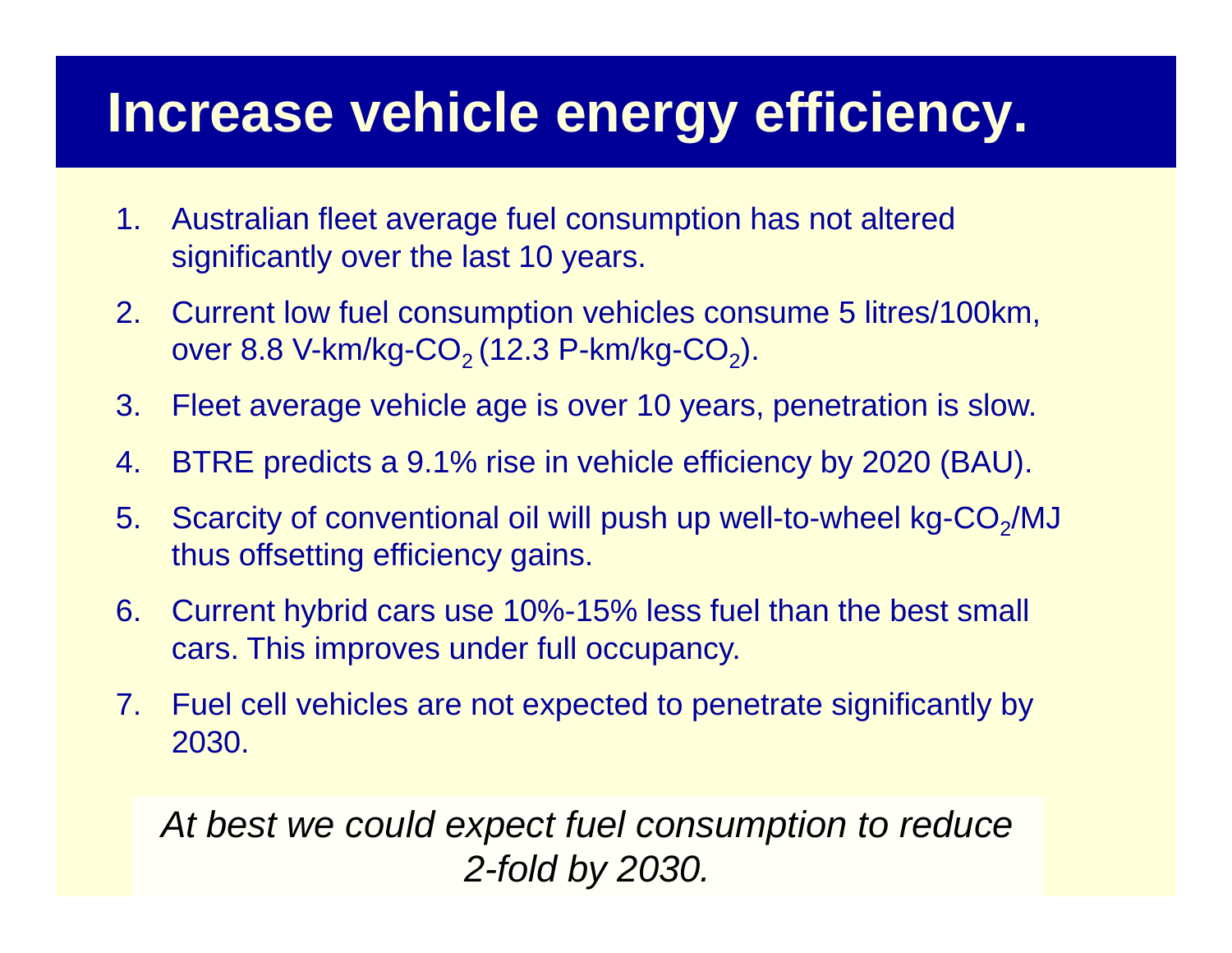# Increase vehicle energy efficiency.

1. Australian fleet average fuel consumption has not altered significantly over the last 10 years.
2. Current low fuel consumption vehicles consume 5 litres/100km, over 8.8 V-km/kg-$CO_2$ (12.3 P-km/kg-$CO_2$).
3. Fleet average vehicle age is over 10 years, penetration is slow.
4. BTRE predicts a 9.1% rise in vehicle efficiency by 2020 (BAU).
5. Scarcity of conventional oil will push up well-to-wheel kg-$CO_2$/MJ thus offsetting efficiency gains.
6. Current hybrid cars use 10%-15% less fuel than the best small cars. This improves under full occupancy.
7. Fuel cell vehicles are not expected to penetrate significantly by 2030.

*At best we could expect fuel consumption to reduce 2-fold by 2030.*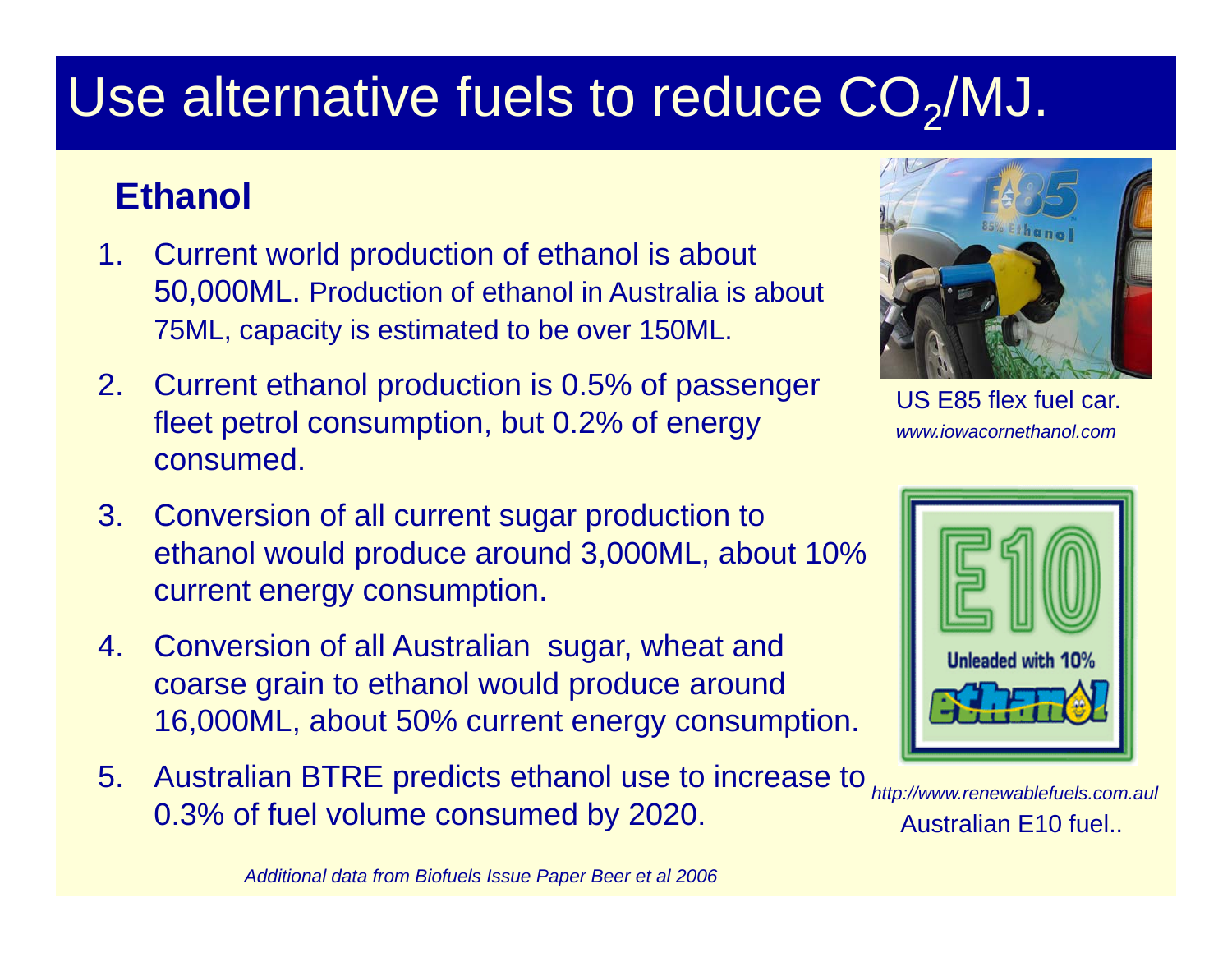# Use alternative fuels to reduce $CO_2$/MJ.

## Ethanol

1. Current world production of ethanol is about 50,000ML. Production of ethanol in Australia is about 75ML, capacity is estimated to be over 150ML.
2. Current ethanol production is 0.5% of passenger fleet petrol consumption, but 0.2% of energy consumed.
3. Conversion of all current sugar production to ethanol would produce around 3,000ML, about 10% current energy consumption.
4. Conversion of all Australian sugar, wheat and coarse grain to ethanol would produce around 16,000ML, about 50% current energy consumption.
5. Australian BTRE predicts ethanol use to increase to 0.3% of fuel volume consumed by 2020.

US E85 flex fuel car.
*www.iowacornethanol.com*

*http://www.renewablefuels.com.aul*
Australian E10 fuel..

*Additional data from Biofuels Issue Paper Beer et al 2006*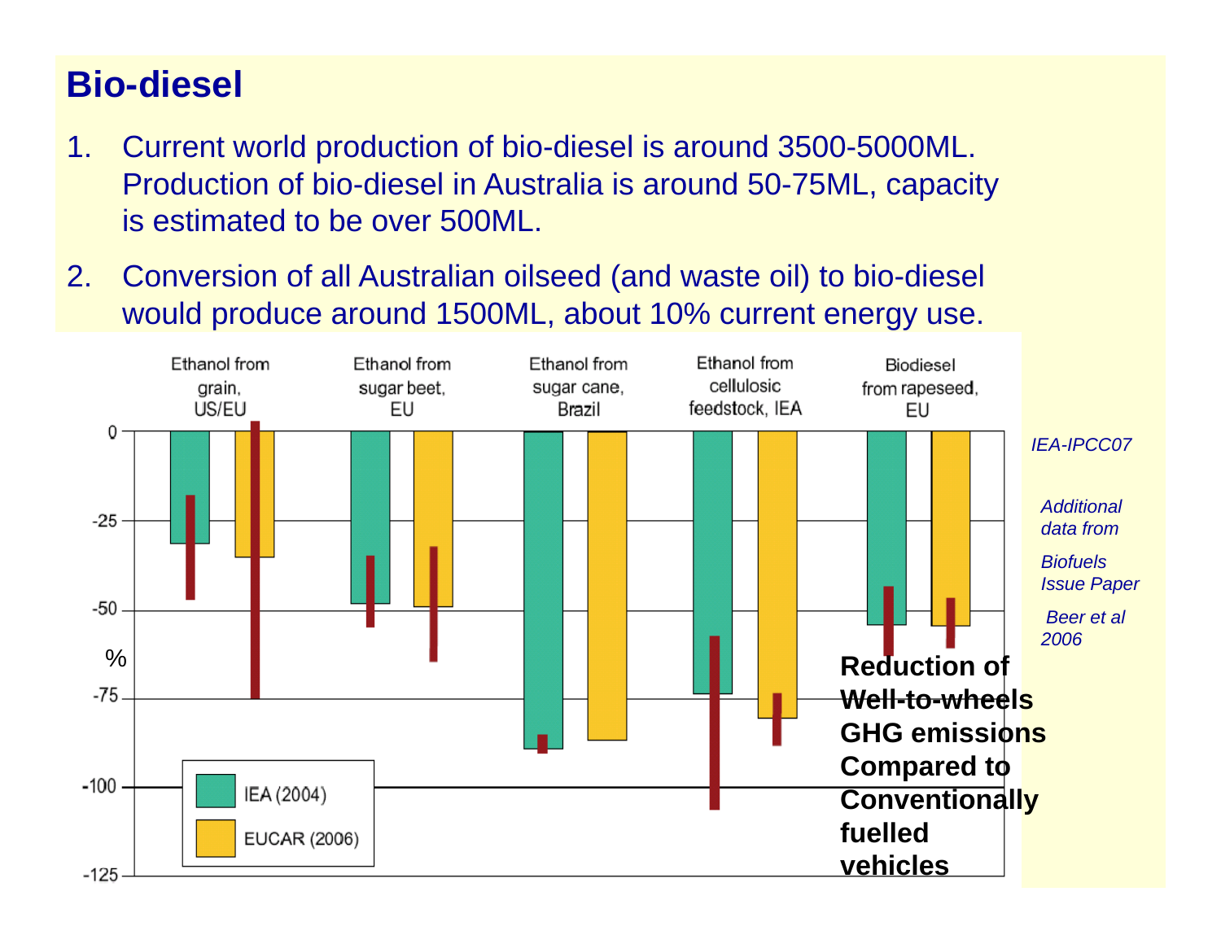# Bio-diesel

1. Current world production of bio-diesel is around 3500-5000ML. Production of bio-diesel in Australia is around 50-75ML, capacity is estimated to be over 500ML.
2. Conversion of all Australian oilseed (and waste oil) to bio-diesel would produce around 1500ML, about 10% current energy use.

Ethanol from grain, US/EU — Ethanol from sugar beet, EU — Ethanol from sugar cane, Brazil — Ethanol from cellulosic feedstock, IEA — Biodiesel from rapeseed, EU

%

0, -25, -50, -75, -100, -125

IEA (2004)

EUCAR (2006)

**Reduction of Well-to-wheels GHG emissions Compared to Conventionally fuelled vehicles**

*IEA-IPCC07*

*Additional data from*

*Biofuels Issue Paper*

*Beer et al 2006*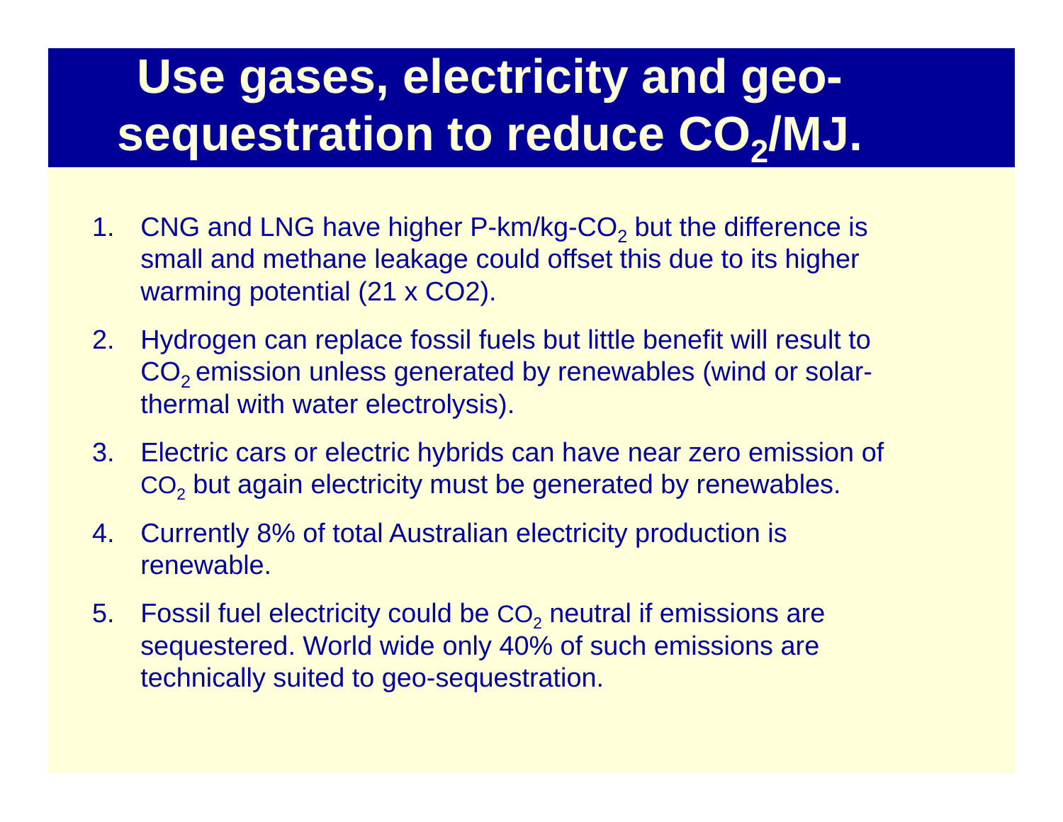# Use gases, electricity and geo-sequestration to reduce $CO_2$/MJ.

1. CNG and LNG have higher P-km/kg-$CO_2$ but the difference is small and methane leakage could offset this due to its higher warming potential (21 x CO2).
2. Hydrogen can replace fossil fuels but little benefit will result to $CO_2$ emission unless generated by renewables (wind or solar-thermal with water electrolysis).
3. Electric cars or electric hybrids can have near zero emission of $CO_2$ but again electricity must be generated by renewables.
4. Currently 8% of total Australian electricity production is renewable.
5. Fossil fuel electricity could be $CO_2$ neutral if emissions are sequestered. World wide only 40% of such emissions are technically suited to geo-sequestration.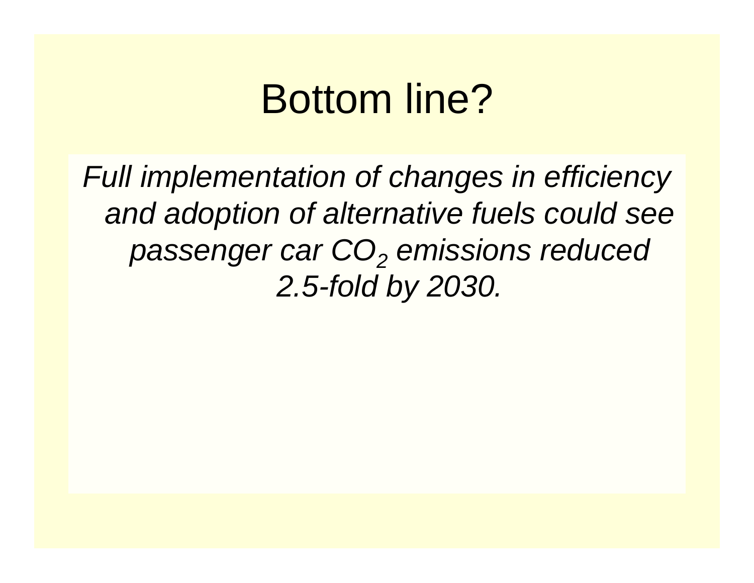# Bottom line?

*Full implementation of changes in efficiency and adoption of alternative fuels could see passenger car $CO_2$ emissions reduced 2.5-fold by 2030.*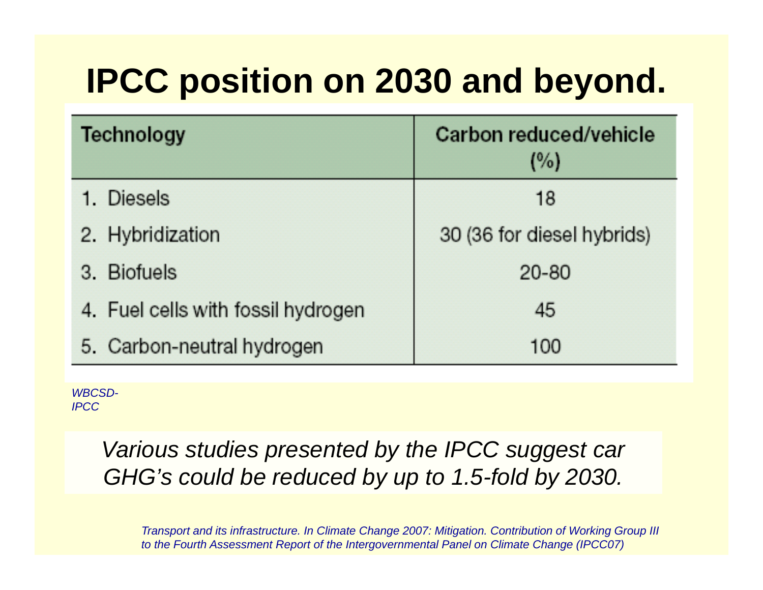# IPCC position on 2030 and beyond.

| Technology | Carbon reduced/vehicle (%) |
|---|---|
| 1. Diesels | 18 |
| 2. Hybridization | 30 (36 for diesel hybrids) |
| 3. Biofuels | 20-80 |
| 4. Fuel cells with fossil hydrogen | 45 |
| 5. Carbon-neutral hydrogen | 100 |

*WBCSD-IPCC*

*Various studies presented by the IPCC suggest car GHG's could be reduced by up to 1.5-fold by 2030.*

*Transport and its infrastructure. In Climate Change 2007: Mitigation. Contribution of Working Group III to the Fourth Assessment Report of the Intergovernmental Panel on Climate Change (IPCC07)*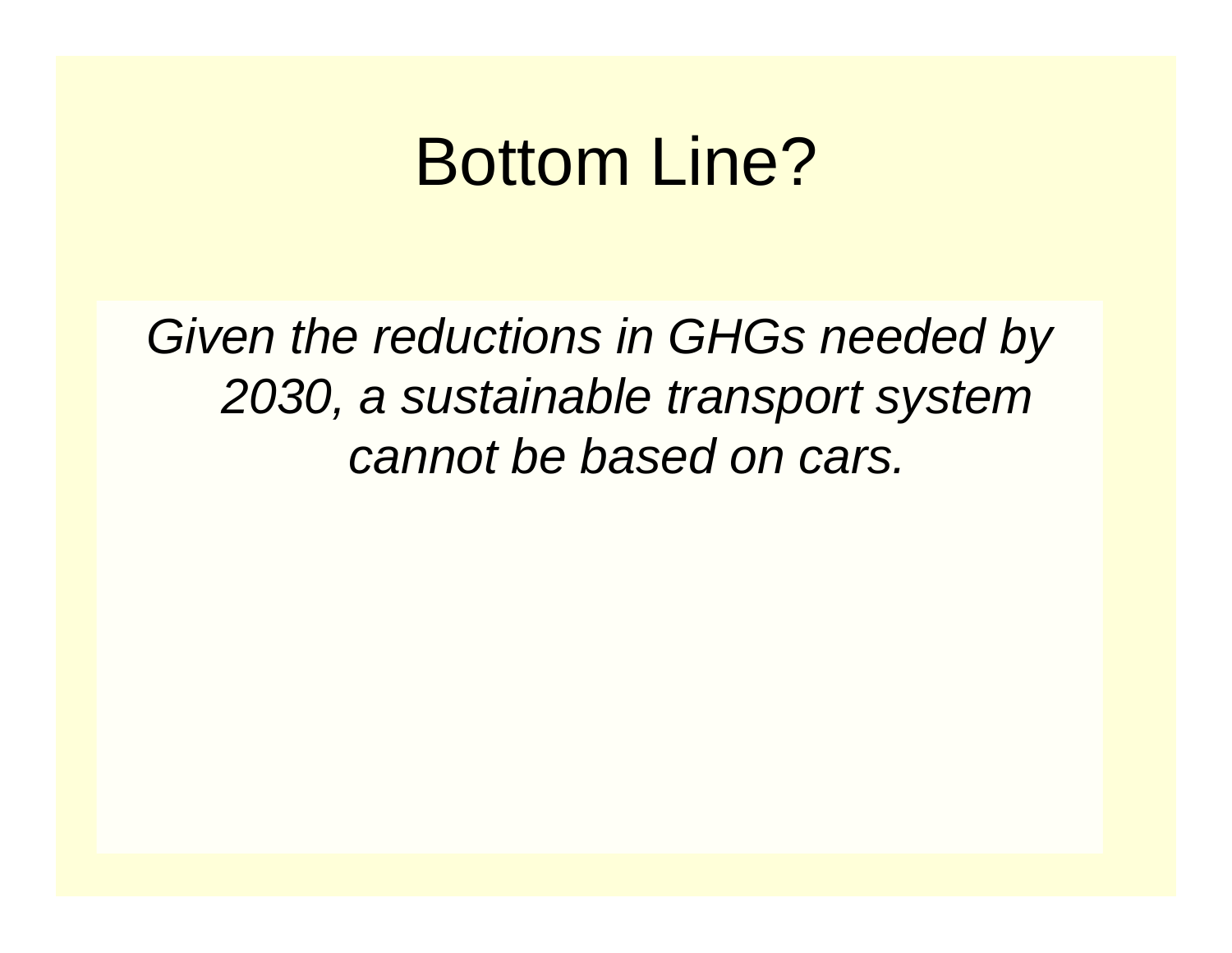# Bottom Line?

*Given the reductions in GHGs needed by 2030, a sustainable transport system cannot be based on cars.*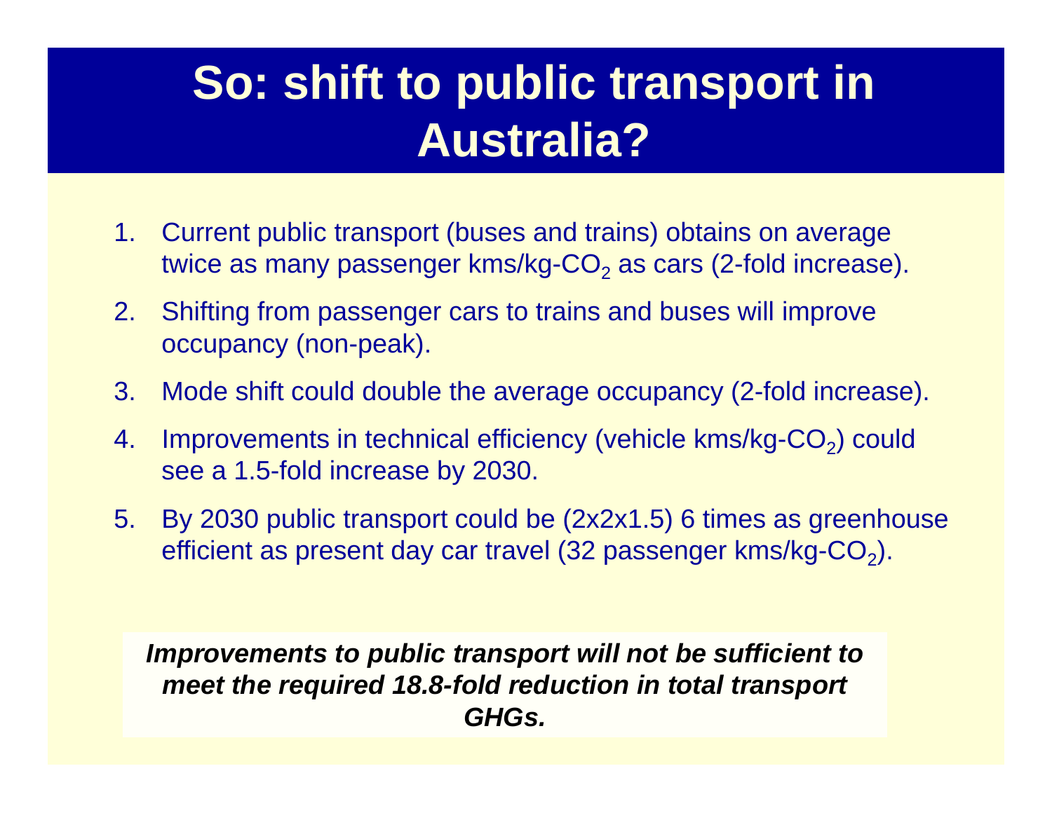# So: shift to public transport in Australia?

1. Current public transport (buses and trains) obtains on average twice as many passenger kms/kg-$CO_2$ as cars (2-fold increase).
2. Shifting from passenger cars to trains and buses will improve occupancy (non-peak).
3. Mode shift could double the average occupancy (2-fold increase).
4. Improvements in technical efficiency (vehicle kms/kg-$CO_2$) could see a 1.5-fold increase by 2030.
5. By 2030 public transport could be (2x2x1.5) 6 times as greenhouse efficient as present day car travel (32 passenger kms/kg-$CO_2$).

***Improvements to public transport will not be sufficient to meet the required 18.8-fold reduction in total transport GHGs.***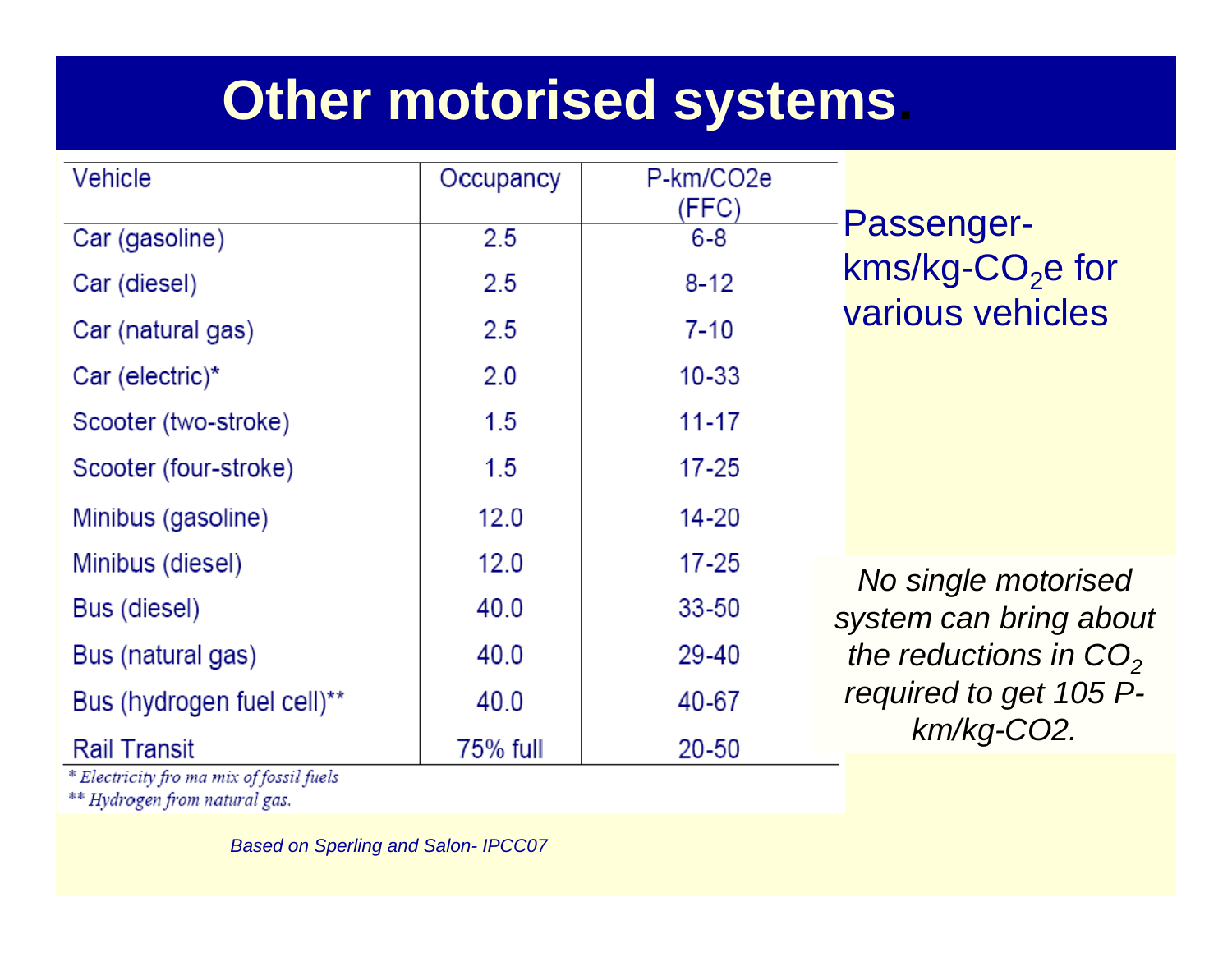# Other motorised systems.

| Vehicle | Occupancy | P-km/CO2e (FFC) |
|---|---|---|
| Car (gasoline) | 2.5 | 6-8 |
| Car (diesel) | 2.5 | 8-12 |
| Car (natural gas) | 2.5 | 7-10 |
| Car (electric)* | 2.0 | 10-33 |
| Scooter (two-stroke) | 1.5 | 11-17 |
| Scooter (four-stroke) | 1.5 | 17-25 |
| Minibus (gasoline) | 12.0 | 14-20 |
| Minibus (diesel) | 12.0 | 17-25 |
| Bus (diesel) | 40.0 | 33-50 |
| Bus (natural gas) | 40.0 | 29-40 |
| Bus (hydrogen fuel cell)** | 40.0 | 40-67 |
| Rail Transit | 75% full | 20-50 |

*\* Electricity fro ma mix of fossil fuels*

*\*\* Hydrogen from natural gas.*

Passenger-kms/kg-$CO_2$e for various vehicles

*No single motorised system can bring about the reductions in $CO_2$ required to get 105 P-km/kg-CO2.*

*Based on Sperling and Salon- IPCC07*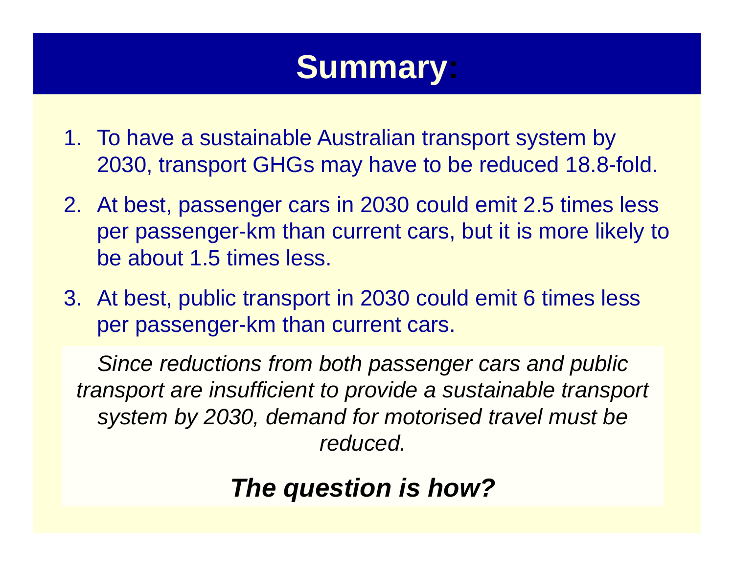# Summary:

1. To have a sustainable Australian transport system by 2030, transport GHGs may have to be reduced 18.8-fold.
2. At best, passenger cars in 2030 could emit 2.5 times less per passenger-km than current cars, but it is more likely to be about 1.5 times less.
3. At best, public transport in 2030 could emit 6 times less per passenger-km than current cars.

*Since reductions from both passenger cars and public transport are insufficient to provide a sustainable transport system by 2030, demand for motorised travel must be reduced.*

***The question is how?***